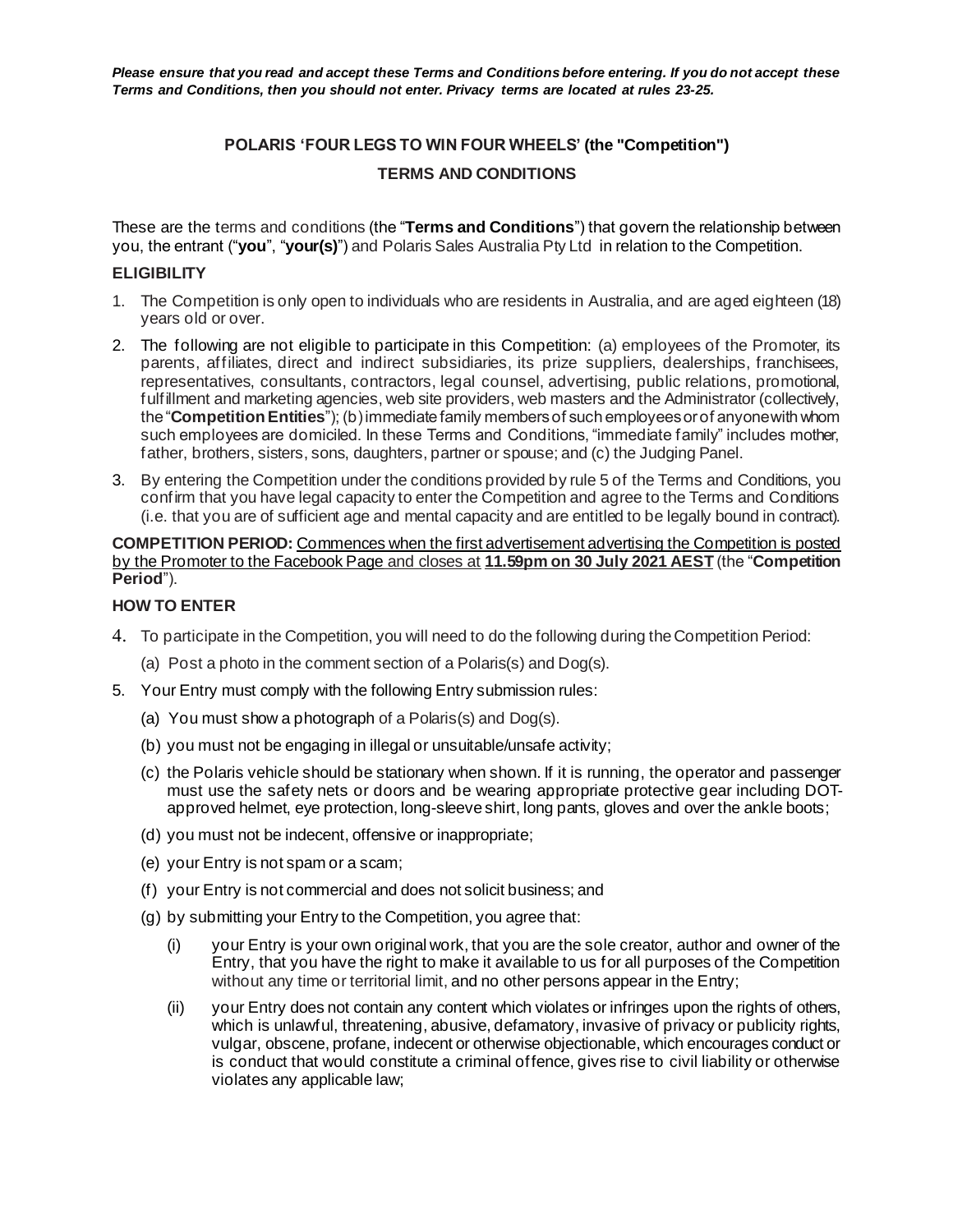***Please ensure that you read and accept these Terms and Conditions before entering. If you do not accept these Terms and Conditions, then you should not enter. Privacy terms are located at rules 23-25.***

**POLARIS 'FOUR LEGS TO WIN FOUR WHEELS' (the "Competition")**

**TERMS AND CONDITIONS**

These are the terms and conditions (the "**Terms and Conditions**") that govern the relationship between you, the entrant ("**you**", "**your(s)**") and Polaris Sales Australia Pty Ltd in relation to the Competition.

**ELIGIBILITY**

1. The Competition is only open to individuals who are residents in Australia, and are aged eighteen (18) years old or over.
2. The following are not eligible to participate in this Competition: (a) employees of the Promoter, its parents, affiliates, direct and indirect subsidiaries, its prize suppliers, dealerships, franchisees, representatives, consultants, contractors, legal counsel, advertising, public relations, promotional, fulfillment and marketing agencies, web site providers, web masters and the Administrator (collectively, the "**Competition Entities**"); (b) immediate family members of such employees or of anyone with whom such employees are domiciled. In these Terms and Conditions, "immediate family" includes mother, father, brothers, sisters, sons, daughters, partner or spouse; and (c) the Judging Panel.
3. By entering the Competition under the conditions provided by rule 5 of the Terms and Conditions, you confirm that you have legal capacity to enter the Competition and agree to the Terms and Conditions (i.e. that you are of sufficient age and mental capacity and are entitled to be legally bound in contract).

**COMPETITION PERIOD:** Commences when the first advertisement advertising the Competition is posted by the Promoter to the Facebook Page and closes at **11.59pm on 30 July 2021 AEST** (the "**Competition Period**").

**HOW TO ENTER**

4. To participate in the Competition, you will need to do the following during the Competition Period:
   (a) Post a photo in the comment section of a Polaris(s) and Dog(s).
5. Your Entry must comply with the following Entry submission rules:
   (a) You must show a photograph of a Polaris(s) and Dog(s).
   (b) you must not be engaging in illegal or unsuitable/unsafe activity;
   (c) the Polaris vehicle should be stationary when shown. If it is running, the operator and passenger must use the safety nets or doors and be wearing appropriate protective gear including DOT-approved helmet, eye protection, long-sleeve shirt, long pants, gloves and over the ankle boots;
   (d) you must not be indecent, offensive or inappropriate;
   (e) your Entry is not spam or a scam;
   (f) your Entry is not commercial and does not solicit business; and
   (g) by submitting your Entry to the Competition, you agree that:
      (i) your Entry is your own original work, that you are the sole creator, author and owner of the Entry, that you have the right to make it available to us for all purposes of the Competition without any time or territorial limit, and no other persons appear in the Entry;
      (ii) your Entry does not contain any content which violates or infringes upon the rights of others, which is unlawful, threatening, abusive, defamatory, invasive of privacy or publicity rights, vulgar, obscene, profane, indecent or otherwise objectionable, which encourages conduct or is conduct that would constitute a criminal offence, gives rise to civil liability or otherwise violates any applicable law;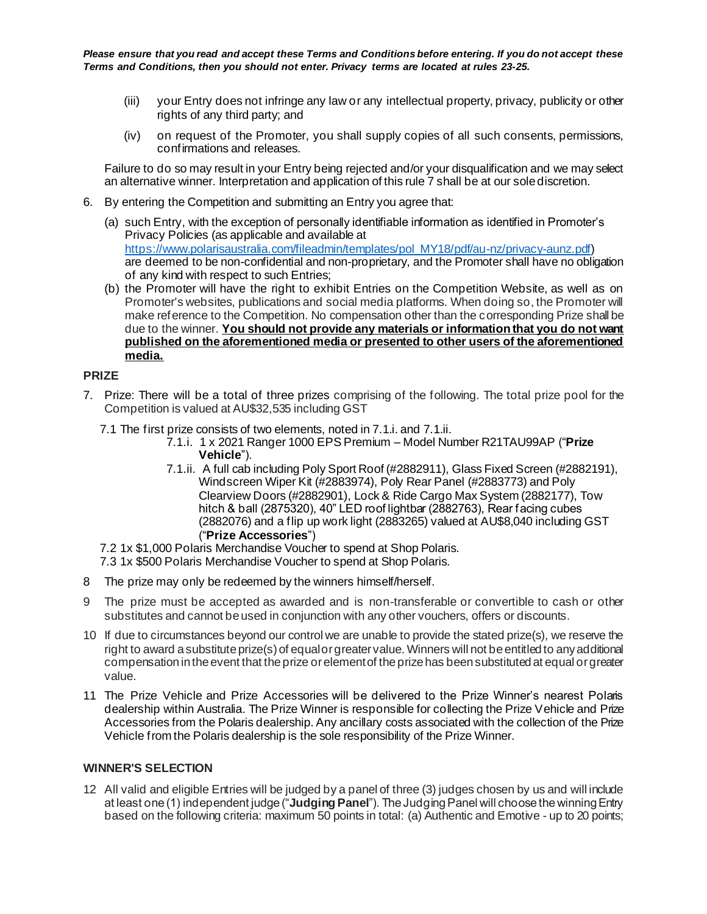***Please ensure that you read and accept these Terms and Conditions before entering. If you do not accept these Terms and Conditions, then you should not enter. Privacy terms are located at rules 23-25.***

(iii) your Entry does not infringe any law or any intellectual property, privacy, publicity or other rights of any third party; and

(iv) on request of the Promoter, you shall supply copies of all such consents, permissions, confirmations and releases.

Failure to do so may result in your Entry being rejected and/or your disqualification and we may select an alternative winner. Interpretation and application of this rule 7 shall be at our sole discretion.

6. By entering the Competition and submitting an Entry you agree that:

   (a) such Entry, with the exception of personally identifiable information as identified in Promoter's Privacy Policies (as applicable and available at https://www.polarisaustralia.com/fileadmin/templates/pol_MY18/pdf/au-nz/privacy-aunz.pdf) are deemed to be non-confidential and non-proprietary, and the Promoter shall have no obligation of any kind with respect to such Entries;

   (b) the Promoter will have the right to exhibit Entries on the Competition Website, as well as on Promoter's websites, publications and social media platforms. When doing so, the Promoter will make reference to the Competition. No compensation other than the corresponding Prize shall be due to the winner. **<u>You should not provide any materials or information that you do not want published on the aforementioned media or presented to other users of the aforementioned media.</u>**

## PRIZE

7. Prize: There will be a total of three prizes comprising of the following. The total prize pool for the Competition is valued at AU$32,535 including GST

   7.1 The first prize consists of two elements, noted in 7.1.i. and 7.1.ii.

   7.1.i. 1 x 2021 Ranger 1000 EPS Premium – Model Number R21TAU99AP ("**Prize Vehicle**").

   7.1.ii. A full cab including Poly Sport Roof (#2882911), Glass Fixed Screen (#2882191), Windscreen Wiper Kit (#2883974), Poly Rear Panel (#2883773) and Poly Clearview Doors (#2882901), Lock & Ride Cargo Max System (2882177), Tow hitch & ball (2875320), 40" LED roof lightbar (2882763), Rear facing cubes (2882076) and a flip up work light (2883265) valued at AU$8,040 including GST ("**Prize Accessories**")

   7.2 1x $1,000 Polaris Merchandise Voucher to spend at Shop Polaris.

   7.3 1x $500 Polaris Merchandise Voucher to spend at Shop Polaris.

8 The prize may only be redeemed by the winners himself/herself.

9 The prize must be accepted as awarded and is non-transferable or convertible to cash or other substitutes and cannot be used in conjunction with any other vouchers, offers or discounts.

10 If due to circumstances beyond our control we are unable to provide the stated prize(s), we reserve the right to award a substitute prize(s) of equal or greater value. Winners will not be entitled to any additional compensation in the event that the prize or element of the prize has been substituted at equal or greater value.

11 The Prize Vehicle and Prize Accessories will be delivered to the Prize Winner's nearest Polaris dealership within Australia. The Prize Winner is responsible for collecting the Prize Vehicle and Prize Accessories from the Polaris dealership. Any ancillary costs associated with the collection of the Prize Vehicle from the Polaris dealership is the sole responsibility of the Prize Winner.

## WINNER'S SELECTION

12 All valid and eligible Entries will be judged by a panel of three (3) judges chosen by us and will include at least one (1) independent judge ("**Judging Panel**"). The Judging Panel will choose the winning Entry based on the following criteria: maximum 50 points in total: (a) Authentic and Emotive - up to 20 points;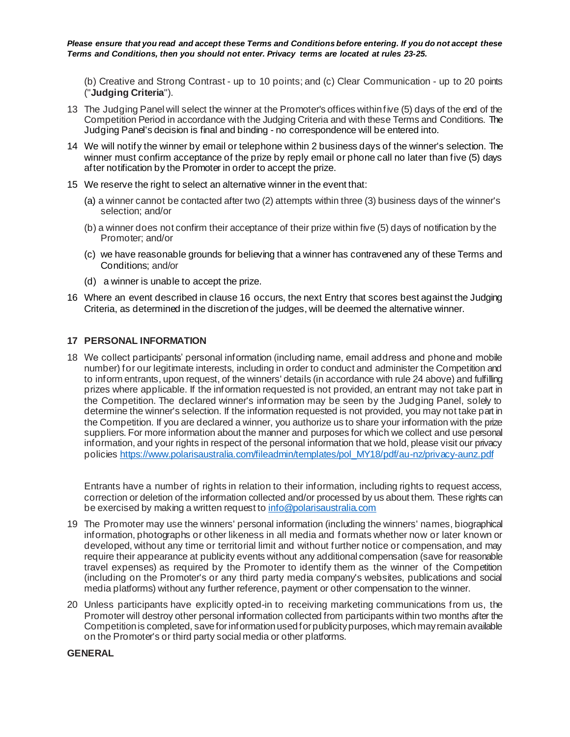*Please ensure that you read and accept these Terms and Conditions before entering. If you do not accept these Terms and Conditions, then you should not enter. Privacy terms are located at rules 23-25.*

(b) Creative and Strong Contrast - up to 10 points; and (c) Clear Communication - up to 20 points ("**Judging Criteria**").

13 The Judging Panel will select the winner at the Promoter's offices within five (5) days of the end of the Competition Period in accordance with the Judging Criteria and with these Terms and Conditions. The Judging Panel's decision is final and binding - no correspondence will be entered into.

14 We will notify the winner by email or telephone within 2 business days of the winner's selection. The winner must confirm acceptance of the prize by reply email or phone call no later than five (5) days after notification by the Promoter in order to accept the prize.

15 We reserve the right to select an alternative winner in the event that:

(a) a winner cannot be contacted after two (2) attempts within three (3) business days of the winner's selection; and/or

(b) a winner does not confirm their acceptance of their prize within five (5) days of notification by the Promoter; and/or

(c) we have reasonable grounds for believing that a winner has contravened any of these Terms and Conditions; and/or

(d) a winner is unable to accept the prize.

16 Where an event described in clause 16 occurs, the next Entry that scores best against the Judging Criteria, as determined in the discretion of the judges, will be deemed the alternative winner.

## 17 PERSONAL INFORMATION

18 We collect participants' personal information (including name, email address and phone and mobile number) for our legitimate interests, including in order to conduct and administer the Competition and to inform entrants, upon request, of the winners' details (in accordance with rule 24 above) and fulfilling prizes where applicable. If the information requested is not provided, an entrant may not take part in the Competition. The declared winner's information may be seen by the Judging Panel, solely to determine the winner's selection. If the information requested is not provided, you may not take part in the Competition. If you are declared a winner, you authorize us to share your information with the prize suppliers. For more information about the manner and purposes for which we collect and use personal information, and your rights in respect of the personal information that we hold, please visit our privacy policies https://www.polarisaustralia.com/fileadmin/templates/pol_MY18/pdf/au-nz/privacy-aunz.pdf

Entrants have a number of rights in relation to their information, including rights to request access, correction or deletion of the information collected and/or processed by us about them. These rights can be exercised by making a written request to info@polarisaustralia.com

19 The Promoter may use the winners' personal information (including the winners' names, biographical information, photographs or other likeness in all media and formats whether now or later known or developed, without any time or territorial limit and without further notice or compensation, and may require their appearance at publicity events without any additional compensation (save for reasonable travel expenses) as required by the Promoter to identify them as the winner of the Competition (including on the Promoter's or any third party media company's websites, publications and social media platforms) without any further reference, payment or other compensation to the winner.

20 Unless participants have explicitly opted-in to receiving marketing communications from us, the Promoter will destroy other personal information collected from participants within two months after the Competition is completed, save for information used for publicity purposes, which may remain available on the Promoter's or third party social media or other platforms.

**GENERAL**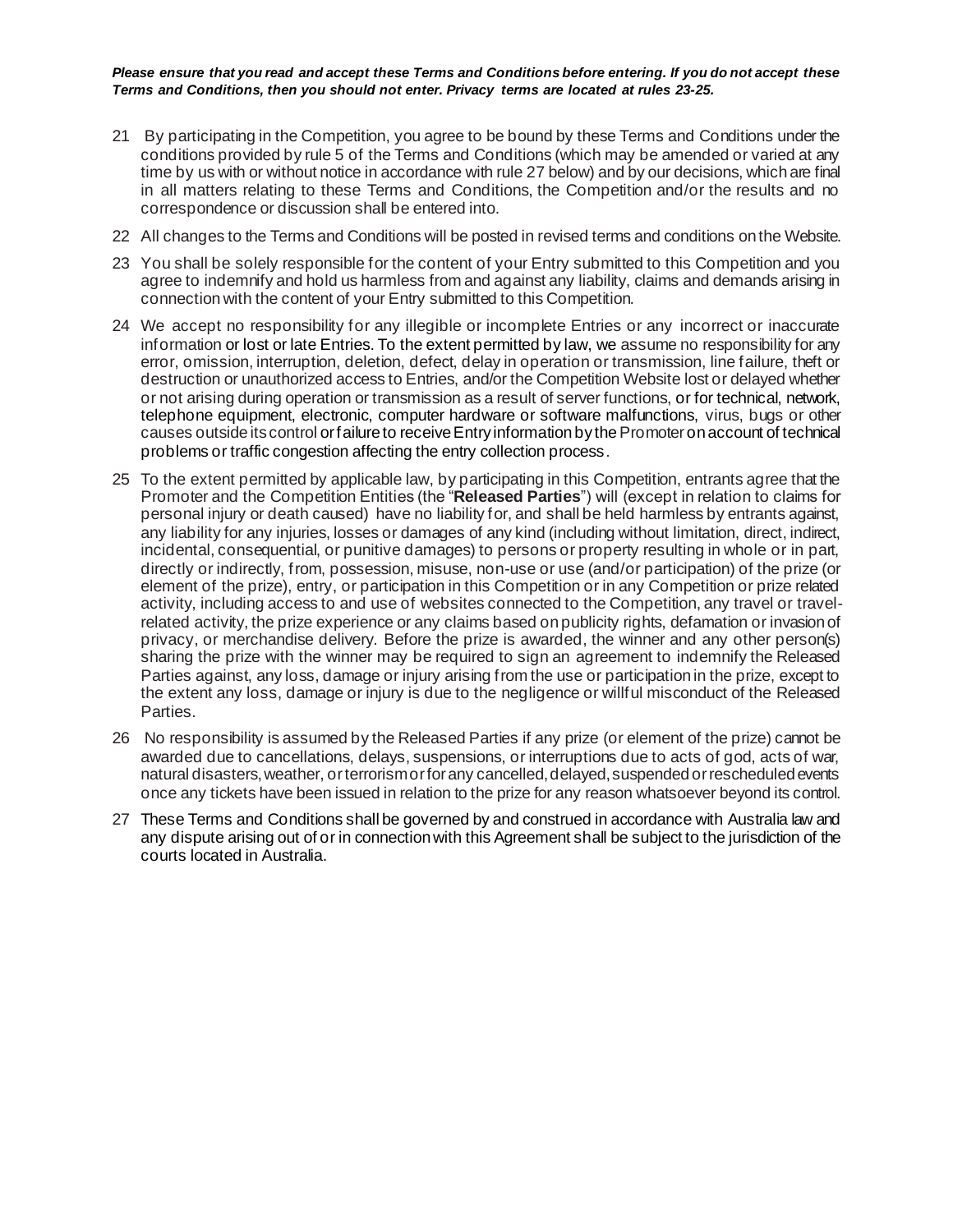***Please ensure that you read and accept these Terms and Conditions before entering. If you do not accept these Terms and Conditions, then you should not enter. Privacy terms are located at rules 23-25.***

21 By participating in the Competition, you agree to be bound by these Terms and Conditions under the conditions provided by rule 5 of the Terms and Conditions (which may be amended or varied at any time by us with or without notice in accordance with rule 27 below) and by our decisions, which are final in all matters relating to these Terms and Conditions, the Competition and/or the results and no correspondence or discussion shall be entered into.

22 All changes to the Terms and Conditions will be posted in revised terms and conditions on the Website.

23 You shall be solely responsible for the content of your Entry submitted to this Competition and you agree to indemnify and hold us harmless from and against any liability, claims and demands arising in connection with the content of your Entry submitted to this Competition.

24 We accept no responsibility for any illegible or incomplete Entries or any incorrect or inaccurate information or lost or late Entries. To the extent permitted by law, we assume no responsibility for any error, omission, interruption, deletion, defect, delay in operation or transmission, line failure, theft or destruction or unauthorized access to Entries, and/or the Competition Website lost or delayed whether or not arising during operation or transmission as a result of server functions, or for technical, network, telephone equipment, electronic, computer hardware or software malfunctions, virus, bugs or other causes outside its control or failure to receive Entry information by the Promoter on account of technical problems or traffic congestion affecting the entry collection process.

25 To the extent permitted by applicable law, by participating in this Competition, entrants agree that the Promoter and the Competition Entities (the "**Released Parties**") will (except in relation to claims for personal injury or death caused) have no liability for, and shall be held harmless by entrants against, any liability for any injuries, losses or damages of any kind (including without limitation, direct, indirect, incidental, consequential, or punitive damages) to persons or property resulting in whole or in part, directly or indirectly, from, possession, misuse, non-use or use (and/or participation) of the prize (or element of the prize), entry, or participation in this Competition or in any Competition or prize related activity, including access to and use of websites connected to the Competition, any travel or travel-related activity, the prize experience or any claims based on publicity rights, defamation or invasion of privacy, or merchandise delivery. Before the prize is awarded, the winner and any other person(s) sharing the prize with the winner may be required to sign an agreement to indemnify the Released Parties against, any loss, damage or injury arising from the use or participation in the prize, except to the extent any loss, damage or injury is due to the negligence or willful misconduct of the Released Parties.

26 No responsibility is assumed by the Released Parties if any prize (or element of the prize) cannot be awarded due to cancellations, delays, suspensions, or interruptions due to acts of god, acts of war, natural disasters, weather, or terrorism or for any cancelled, delayed, suspended or rescheduled events once any tickets have been issued in relation to the prize for any reason whatsoever beyond its control.

27 These Terms and Conditions shall be governed by and construed in accordance with Australia law and any dispute arising out of or in connection with this Agreement shall be subject to the jurisdiction of the courts located in Australia.